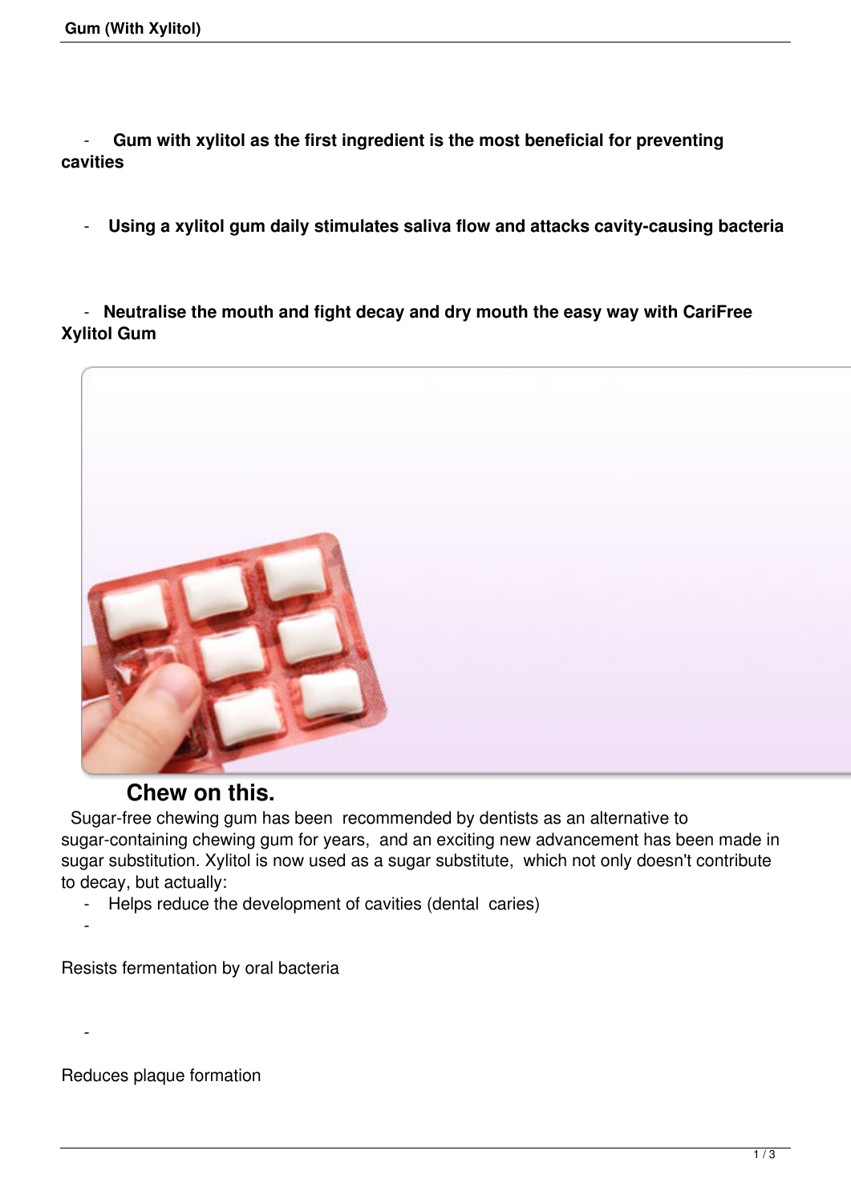- **Gum with xylitol as the first ingredient is the most beneficial for preventing cavities**

- **Using a xylitol gum daily stimulates saliva flow and attacks cavity-causing bacteria**

- **Neutralise the mouth and fight decay and dry mouth the easy way with CariFree Xylitol Gum**

## Chew on this.

Sugar-free chewing gum has been recommended by dentists as an alternative to sugar-containing chewing gum for years, and an exciting new advancement has been made in sugar substitution. Xylitol is now used as a sugar substitute, which not only doesn't contribute to decay, but actually:

- Helps reduce the development of cavities (dental caries)
- Resists fermentation by oral bacteria
- Reduces plaque formation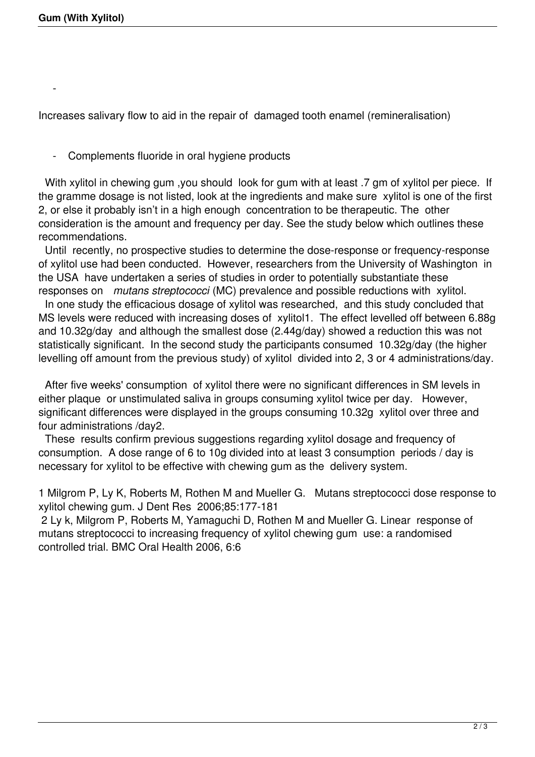- Increases salivary flow to aid in the repair of damaged tooth enamel (remineralisation)

- Complements fluoride in oral hygiene products

With xylitol in chewing gum ,you should look for gum with at least .7 gm of xylitol per piece. If the gramme dosage is not listed, look at the ingredients and make sure xylitol is one of the first 2, or else it probably isn't in a high enough concentration to be therapeutic. The other consideration is the amount and frequency per day. See the study below which outlines these recommendations.

Until recently, no prospective studies to determine the dose-response or frequency-response of xylitol use had been conducted. However, researchers from the University of Washington in the USA have undertaken a series of studies in order to potentially substantiate these responses on *mutans streptococci* (MC) prevalence and possible reductions with xylitol.

In one study the efficacious dosage of xylitol was researched, and this study concluded that MS levels were reduced with increasing doses of xylitol[1]. The effect levelled off between 6.88g and 10.32g/day and although the smallest dose (2.44g/day) showed a reduction this was not statistically significant. In the second study the participants consumed 10.32g/day (the higher levelling off amount from the previous study) of xylitol divided into 2, 3 or 4 administrations/day.

After five weeks' consumption of xylitol there were no significant differences in SM levels in either plaque or unstimulated saliva in groups consuming xylitol twice per day. However, significant differences were displayed in the groups consuming 10.32g xylitol over three and four administrations /day[2].

These results confirm previous suggestions regarding xylitol dosage and frequency of consumption. A dose range of 6 to 10g divided into at least 3 consumption periods / day is necessary for xylitol to be effective with chewing gum as the delivery system.

1 Milgrom P, Ly K, Roberts M, Rothen M and Mueller G. Mutans streptococci dose response to xylitol chewing gum. J Dent Res 2006;85:177-181

2 Ly k, Milgrom P, Roberts M, Yamaguchi D, Rothen M and Mueller G. Linear response of mutans streptococci to increasing frequency of xylitol chewing gum use: a randomised controlled trial. BMC Oral Health 2006, 6:6